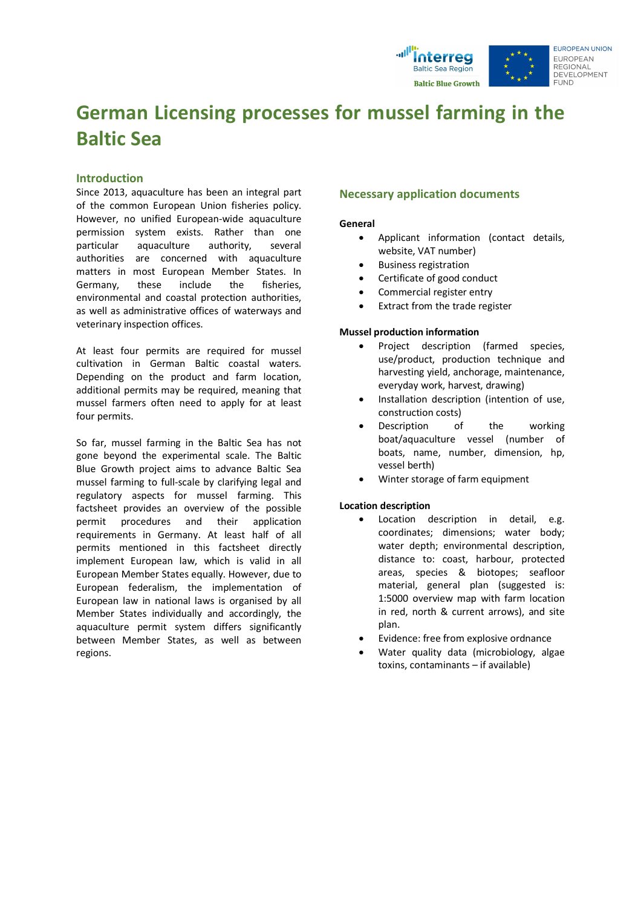# German Licensing processes for mussel farming in the Baltic Sea

## Introduction

Since 2013, aquaculture has been an integral part of the common European Union fisheries policy. However, no unified European-wide aquaculture permission system exists. Rather than one particular aquaculture authority, several authorities are concerned with aquaculture matters in most European Member States. In Germany, these include the fisheries, environmental and coastal protection authorities, as well as administrative offices of waterways and veterinary inspection offices.

At least four permits are required for mussel cultivation in German Baltic coastal waters. Depending on the product and farm location, additional permits may be required, meaning that mussel farmers often need to apply for at least four permits.

So far, mussel farming in the Baltic Sea has not gone beyond the experimental scale. The Baltic Blue Growth project aims to advance Baltic Sea mussel farming to full-scale by clarifying legal and regulatory aspects for mussel farming. This factsheet provides an overview of the possible permit procedures and their application requirements in Germany. At least half of all permits mentioned in this factsheet directly implement European law, which is valid in all European Member States equally. However, due to European federalism, the implementation of European law in national laws is organised by all Member States individually and accordingly, the aquaculture permit system differs significantly between Member States, as well as between regions.

## Necessary application documents

### General

- Applicant information (contact details, website, VAT number)
- Business registration
- Certificate of good conduct
- Commercial register entry
- Extract from the trade register

### Mussel production information

- Project description (farmed species, use/product, production technique and harvesting yield, anchorage, maintenance, everyday work, harvest, drawing)
- Installation description (intention of use, construction costs)
- Description of the working boat/aquaculture vessel (number of boats, name, number, dimension, hp, vessel berth)
- Winter storage of farm equipment

### Location description

- Location description in detail, e.g. coordinates; dimensions; water body; water depth; environmental description, distance to: coast, harbour, protected areas, species & biotopes; seafloor material, general plan (suggested is: 1:5000 overview map with farm location in red, north & current arrows), and site plan.
- Evidence: free from explosive ordnance
- Water quality data (microbiology, algae toxins, contaminants – if available)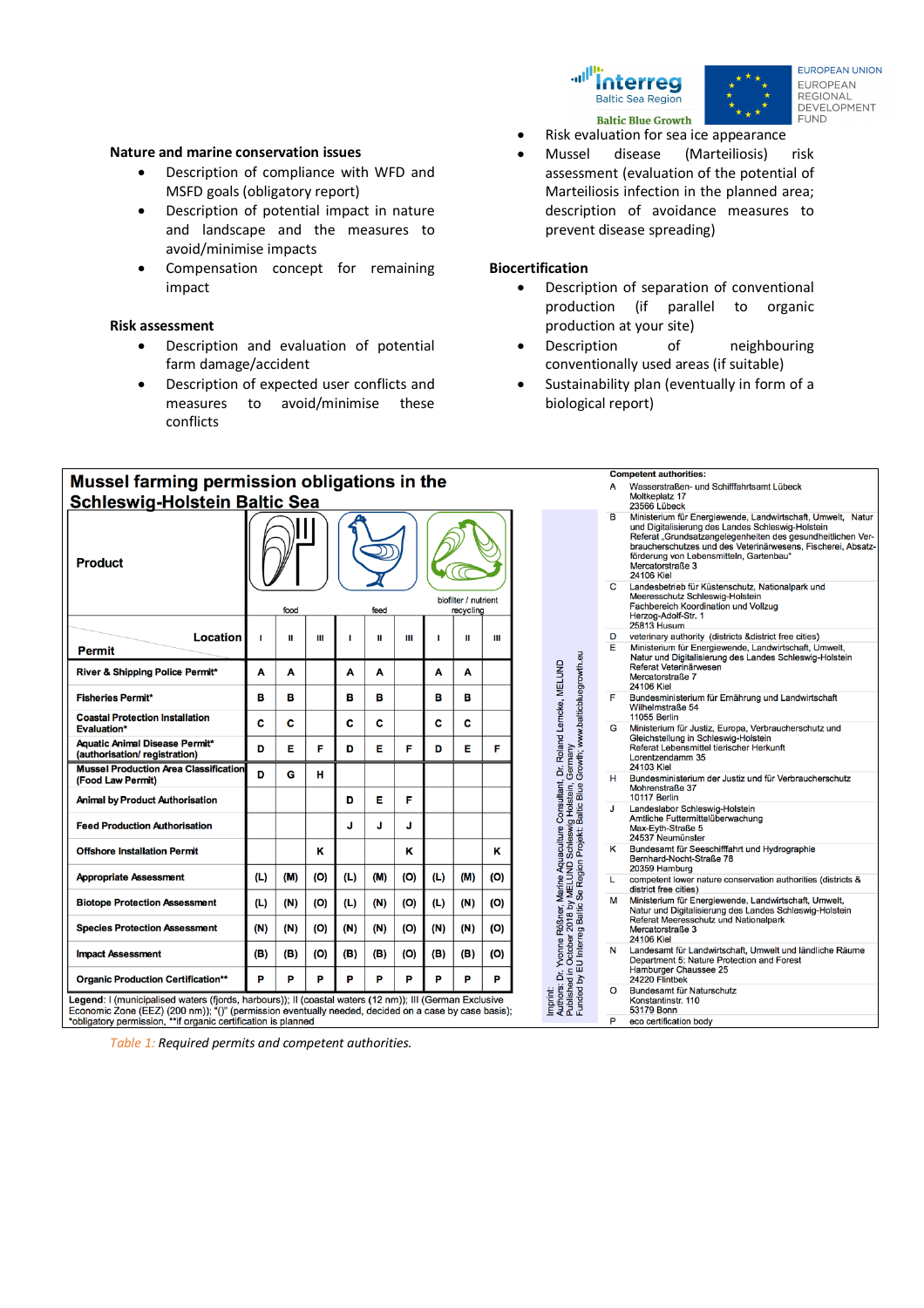## Nature and marine conservation issues

- Description of compliance with WFD and MSFD goals (obligatory report)
- Description of potential impact in nature and landscape and the measures to avoid/minimise impacts
- Compensation concept for remaining impact

## Risk assessment

- Description and evaluation of potential farm damage/accident
- Description of expected user conflicts and measures to avoid/minimise these conflicts
- Risk evaluation for sea ice appearance
- Mussel disease (Marteiliosis) risk assessment (evaluation of the potential of Marteiliosis infection in the planned area; description of avoidance measures to prevent disease spreading)

## Biocertification

- Description of separation of conventional production (if parallel to organic production at your site)
- Description of neighbouring conventionally used areas (if suitable)
- Sustainability plan (eventually in form of a biological report)

**Mussel farming permission obligations in the Schleswig-Holstein Baltic Sea**

| Product | food | | | feed | | | biofilter / nutrient recycling | | |
|---|---|---|---|---|---|---|---|---|---|
| **Permit** / Location | I | II | III | I | II | III | I | II | III |
| River & Shipping Police Permit* | A | A | | A | A | | A | A | |
| Fisheries Permit* | B | B | | B | B | | B | B | |
| Coastal Protection Installation Evaluation* | C | C | | C | C | | C | C | |
| Aquatic Animal Disease Permit* (authorisation/ registration) | D | E | F | D | E | F | D | E | F |
| Mussel Production Area Classification (Food Law Permit) | D | G | H | | | | | | |
| Animal by Product Authorisation | | | | D | E | F | | | |
| Feed Production Authorisation | | | | J | J | J | | | |
| Offshore Installation Permit | | | K | | | K | | | K |
| Appropriate Assessment | (L) | (M) | (O) | (L) | (M) | (O) | (L) | (M) | (O) |
| Biotope Protection Assessment | (L) | (N) | (O) | (L) | (N) | (O) | (L) | (N) | (O) |
| Species Protection Assessment | (N) | (N) | (O) | (N) | (N) | (O) | (N) | (N) | (O) |
| Impact Assessment | (B) | (B) | (O) | (B) | (B) | (O) | (B) | (B) | (O) |
| Organic Production Certification** | P | P | P | P | P | P | P | P | P |

**Legend**: I (municipalised waters (fjords, harbours)); II (coastal waters (12 nm)); III (German Exclusive Economic Zone (EEZ) (200 nm)); "()" (permission eventually needed, decided on a case by case basis); *obligatory permission, **if organic certification is planned

Imprint:
Authors: Dr. Yvonne Rößner, Marine Aquaculture Consultant, Dr. Roland Lemcke, MELUND
Published in October 2018 by MELUND Schleswig-Holstein, Germany
Funded by EU Interreg Baltic Se Region Projekt: Baltic Blue Growth; www.balticbluegrowth.eu

**Competent authorities:**

| | |
|---|---|
| A | Wasserstraßen- und Schifffahrtsamt Lübeck, Moltkeplatz 17, 23566 Lübeck |
| B | Ministerium für Energiewende, Landwirtschaft, Umwelt, Natur und Digitalisierung des Landes Schleswig-Holstein, Referat „Grundsatzangelegenheiten des gesundheitlichen Verbraucherschutzes und des Veterinärwesens, Fischerei, Absatzförderung von Lebensmitteln, Gartenbau", Mercatorstraße 3, 24106 Kiel |
| C | Landesbetrieb für Küstenschutz, Nationalpark und Meeresschutz Schleswig-Holstein, Fachbereich Koordination und Vollzug, Herzog-Adolf-Str. 1, 25813 Husum |
| D | veterinary authority (districts &district free cities) |
| E | Ministerium für Energiewende, Landwirtschaft, Umwelt, Natur und Digitalisierung des Landes Schleswig-Holstein, Referat Veterinärwesen, Mercatorstraße 7, 24106 Kiel |
| F | Bundesministerium für Ernährung und Landwirtschaft, Wilhelmstraße 54, 11055 Berlin |
| G | Ministerium für Justiz, Europa, Verbraucherschutz und Gleichstellung in Schleswig-Holstein, Referat Lebensmittel tierischer Herkunft, Lorentzendamm 35, 24103 Kiel |
| H | Bundesministerium der Justiz und für Verbraucherschutz, Mohrenstraße 37, 10117 Berlin |
| J | Landeslabor Schleswig-Holstein, Amtliche Futtermittelüberwachung, Max-Eyth-Straße 5, 24537 Neumünster |
| K | Bundesamt für Seeschifffahrt und Hydrographie, Bernhard-Nocht-Straße 78, 20359 Hamburg |
| L | competent lower nature conservation authorities (districts & district free cities) |
| M | Ministerium für Energiewende, Landwirtschaft, Umwelt, Natur und Digitalisierung des Landes Schleswig-Holstein, Referat Meeresschutz und Nationalpark, Mercatorstraße 3, 24106 Kiel |
| N | Landesamt für Landwirtschaft, Umwelt und ländliche Räume, Department 5: Nature Protection and Forest, Hamburger Chaussee 25, 24220 Flintbek |
| O | Bundesamt für Naturschutz, Konstantinstr. 110, 53179 Bonn |
| P | eco certification body |

*Table 1: Required permits and competent authorities.*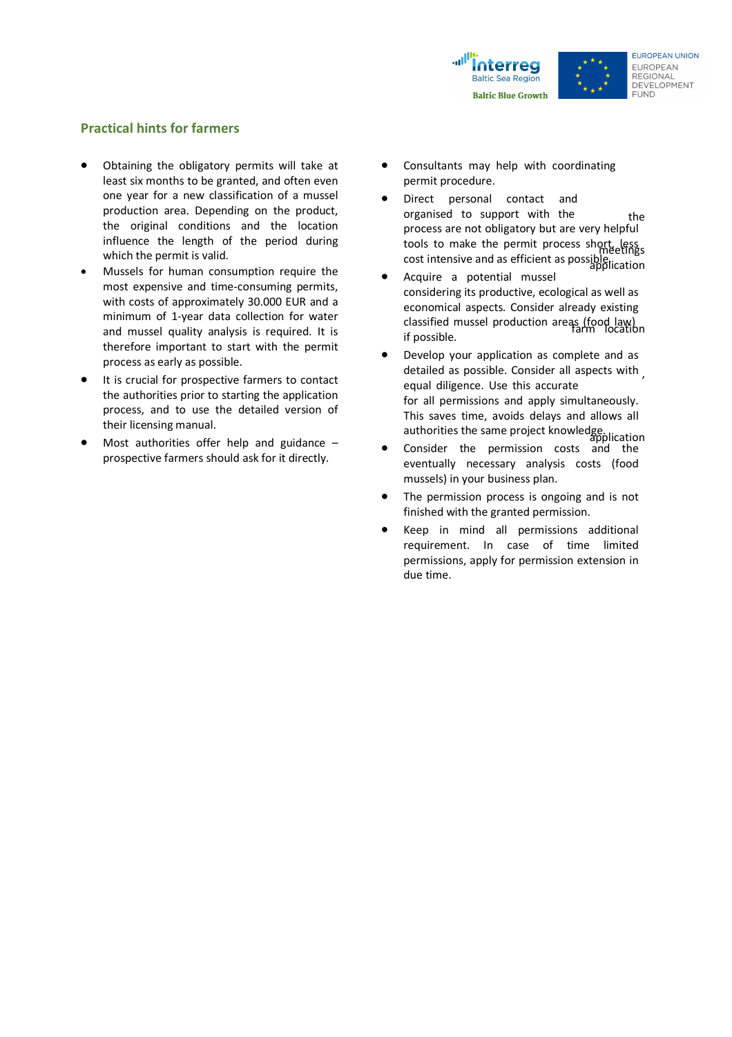## Practical hints for farmers

- Obtaining the obligatory permits will take at least six months to be granted, and often even one year for a new classification of a mussel production area. Depending on the product, the original conditions and the location influence the length of the period during which the permit is valid.
- Mussels for human consumption require the most expensive and time-consuming permits, with costs of approximately 30.000 EUR and a minimum of 1-year data collection for water and mussel quality analysis is required. It is therefore important to start with the permit process as early as possible.
- It is crucial for prospective farmers to contact the authorities prior to starting the application process, and to use the detailed version of their licensing manual.
- Most authorities offer help and guidance – prospective farmers should ask for it directly.
- Consultants may help with coordinating permit procedure.
- Direct personal contact and organised meetings to support with the application process are not obligatory but are very helpful tools to make the permit process short, less cost intensive and as efficient as possible.
- Acquire a potential mussel farm location considering its productive, ecological as well as economical aspects. Consider already existing classified mussel production areas (food law) if possible.
- Develop your application as complete and as detailed as possible. Consider all aspects with equal diligence. Use this accurate application for all permissions and apply simultaneously. This saves time, avoids delays and allows all authorities the same project knowledge.
- Consider the permission costs and the eventually necessary analysis costs (food mussels) in your business plan.
- The permission process is ongoing and is not finished with the granted permission.
- Keep in mind all permissions additional requirement. In case of time limited permissions, apply for permission extension in due time.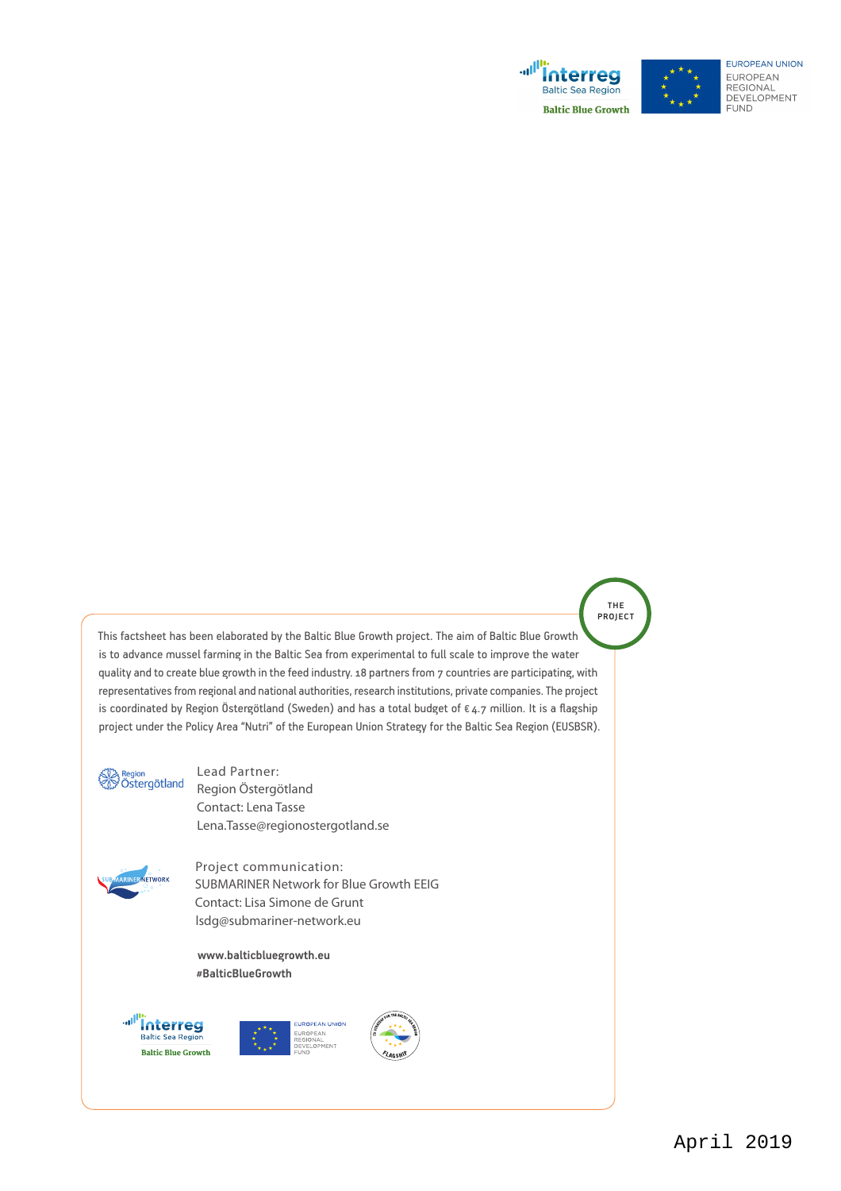THE PROJECT

This factsheet has been elaborated by the Baltic Blue Growth project. The aim of Baltic Blue Growth is to advance mussel farming in the Baltic Sea from experimental to full scale to improve the water quality and to create blue growth in the feed industry. 18 partners from 7 countries are participating, with representatives from regional and national authorities, research institutions, private companies. The project is coordinated by Region Östergötland (Sweden) and has a total budget of € 4.7 million. It is a flagship project under the Policy Area "Nutri" of the European Union Strategy for the Baltic Sea Region (EUSBSR).

Lead Partner:
Region Östergötland
Contact: Lena Tasse
Lena.Tasse@regionostergotland.se

Project communication:
SUBMARINER Network for Blue Growth EEIG
Contact: Lisa Simone de Grunt
lsdg@submariner-network.eu

**www.balticbluegrowth.eu**
**#BalticBlueGrowth**

April 2019